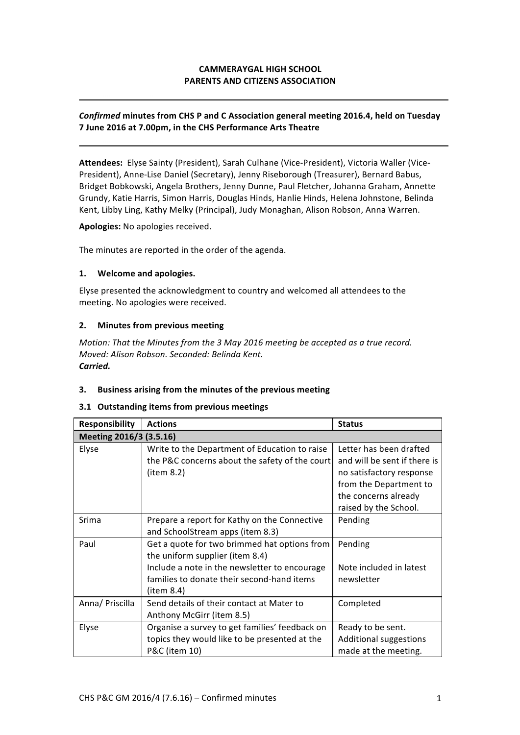**CAMMERAYGAL HIGH SCHOOL**
**PARENTS AND CITIZENS ASSOCIATION**

---

***Confirmed* minutes from CHS P and C Association general meeting 2016.4, held on Tuesday 7 June 2016 at 7.00pm, in the CHS Performance Arts Theatre**

---

**Attendees:** Elyse Sainty (President), Sarah Culhane (Vice-President), Victoria Waller (Vice-President), Anne-Lise Daniel (Secretary), Jenny Riseborough (Treasurer), Bernard Babus, Bridget Bobkowski, Angela Brothers, Jenny Dunne, Paul Fletcher, Johanna Graham, Annette Grundy, Katie Harris, Simon Harris, Douglas Hinds, Hanlie Hinds, Helena Johnstone, Belinda Kent, Libby Ling, Kathy Melky (Principal), Judy Monaghan, Alison Robson, Anna Warren.

**Apologies:** No apologies received.

The minutes are reported in the order of the agenda.

## 1. Welcome and apologies.

Elyse presented the acknowledgment to country and welcomed all attendees to the meeting. No apologies were received.

## 2. Minutes from previous meeting

*Motion: That the Minutes from the 3 May 2016 meeting be accepted as a true record.*
*Moved: Alison Robson. Seconded: Belinda Kent.*
***Carried.***

## 3. Business arising from the minutes of the previous meeting

### 3.1 Outstanding items from previous meetings

| Responsibility | Actions | Status |
|---|---|---|
| **Meeting 2016/3 (3.5.16)** | | |
| Elyse | Write to the Department of Education to raise the P&C concerns about the safety of the court (item 8.2) | Letter has been drafted and will be sent if there is no satisfactory response from the Department to the concerns already raised by the School. |
| Srima | Prepare a report for Kathy on the Connective and SchoolStream apps (item 8.3) | Pending |
| Paul | Get a quote for two brimmed hat options from the uniform supplier (item 8.4)<br>Include a note in the newsletter to encourage families to donate their second-hand items (item 8.4) | Pending<br><br>Note included in latest newsletter |
| Anna/ Priscilla | Send details of their contact at Mater to Anthony McGirr (item 8.5) | Completed |
| Elyse | Organise a survey to get families' feedback on topics they would like to be presented at the P&C (item 10) | Ready to be sent. Additional suggestions made at the meeting. |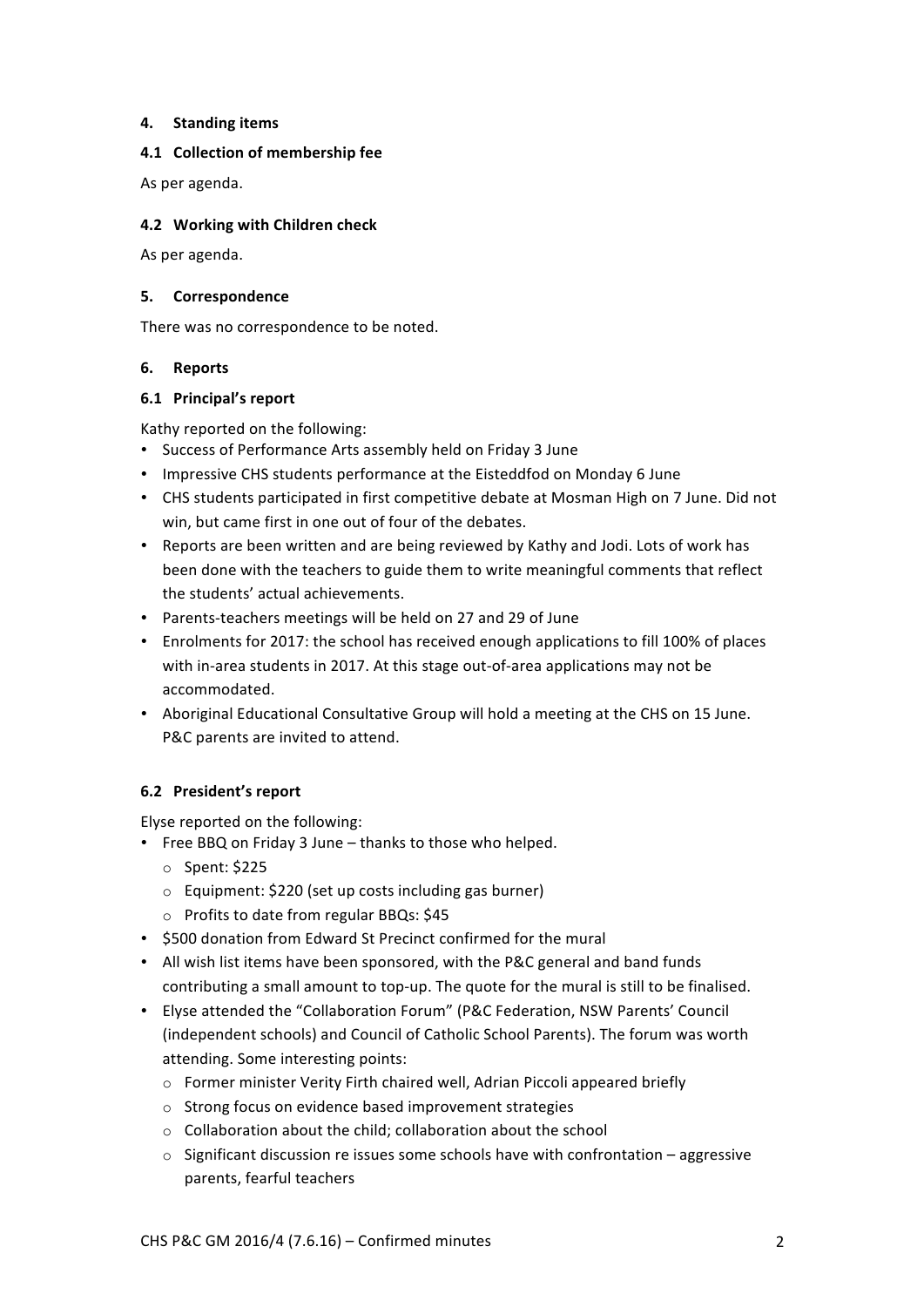#### 4. Standing items

#### 4.1 Collection of membership fee

As per agenda.

#### 4.2 Working with Children check

As per agenda.

#### 5. Correspondence

There was no correspondence to be noted.

#### 6. Reports

#### 6.1 Principal's report

Kathy reported on the following:

- Success of Performance Arts assembly held on Friday 3 June
- Impressive CHS students performance at the Eisteddfod on Monday 6 June
- CHS students participated in first competitive debate at Mosman High on 7 June. Did not win, but came first in one out of four of the debates.
- Reports are been written and are being reviewed by Kathy and Jodi. Lots of work has been done with the teachers to guide them to write meaningful comments that reflect the students' actual achievements.
- Parents-teachers meetings will be held on 27 and 29 of June
- Enrolments for 2017: the school has received enough applications to fill 100% of places with in-area students in 2017. At this stage out-of-area applications may not be accommodated.
- Aboriginal Educational Consultative Group will hold a meeting at the CHS on 15 June. P&C parents are invited to attend.

#### 6.2 President's report

Elyse reported on the following:

- Free BBQ on Friday 3 June – thanks to those who helped.
  - Spent: $225
  - Equipment: $220 (set up costs including gas burner)
  - Profits to date from regular BBQs: $45
- $500 donation from Edward St Precinct confirmed for the mural
- All wish list items have been sponsored, with the P&C general and band funds contributing a small amount to top-up. The quote for the mural is still to be finalised.
- Elyse attended the "Collaboration Forum" (P&C Federation, NSW Parents' Council (independent schools) and Council of Catholic School Parents). The forum was worth attending. Some interesting points:
  - Former minister Verity Firth chaired well, Adrian Piccoli appeared briefly
  - Strong focus on evidence based improvement strategies
  - Collaboration about the child; collaboration about the school
  - Significant discussion re issues some schools have with confrontation – aggressive parents, fearful teachers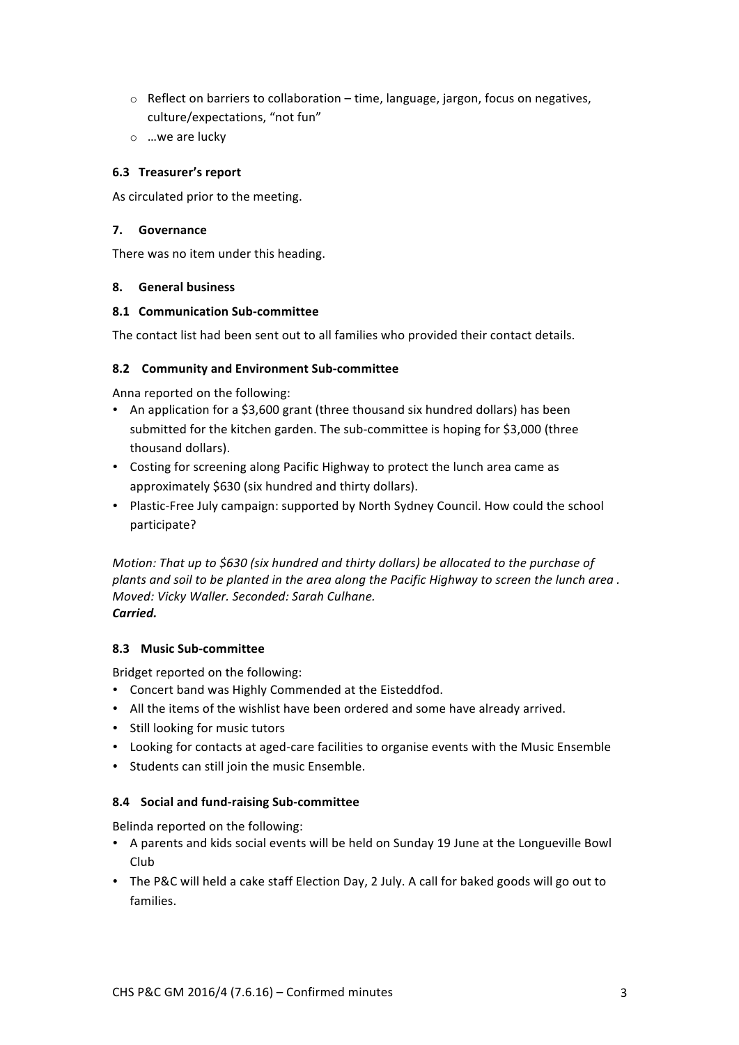- Reflect on barriers to collaboration – time, language, jargon, focus on negatives, culture/expectations, "not fun"
  - …we are lucky

### 6.3 Treasurer's report

As circulated prior to the meeting.

## 7. Governance

There was no item under this heading.

## 8. General business

### 8.1 Communication Sub-committee

The contact list had been sent out to all families who provided their contact details.

### 8.2 Community and Environment Sub-committee

Anna reported on the following:

- An application for a $3,600 grant (three thousand six hundred dollars) has been submitted for the kitchen garden. The sub-committee is hoping for $3,000 (three thousand dollars).
- Costing for screening along Pacific Highway to protect the lunch area came as approximately $630 (six hundred and thirty dollars).
- Plastic-Free July campaign: supported by North Sydney Council. How could the school participate?

*Motion: That up to $630 (six hundred and thirty dollars) be allocated to the purchase of plants and soil to be planted in the area along the Pacific Highway to screen the lunch area . Moved: Vicky Waller. Seconded: Sarah Culhane.*
***Carried.***

### 8.3 Music Sub-committee

Bridget reported on the following:

- Concert band was Highly Commended at the Eisteddfod.
- All the items of the wishlist have been ordered and some have already arrived.
- Still looking for music tutors
- Looking for contacts at aged-care facilities to organise events with the Music Ensemble
- Students can still join the music Ensemble.

### 8.4 Social and fund-raising Sub-committee

Belinda reported on the following:

- A parents and kids social events will be held on Sunday 19 June at the Longueville Bowl Club
- The P&C will held a cake staff Election Day, 2 July. A call for baked goods will go out to families.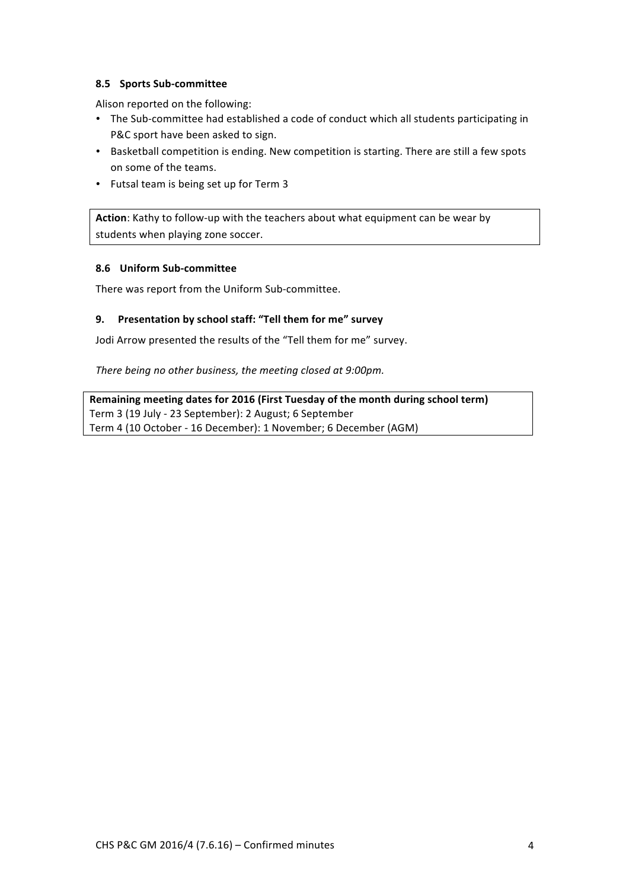#### 8.5 Sports Sub-committee

Alison reported on the following:

- The Sub-committee had established a code of conduct which all students participating in P&C sport have been asked to sign.
- Basketball competition is ending. New competition is starting. There are still a few spots on some of the teams.
- Futsal team is being set up for Term 3

**Action**: Kathy to follow-up with the teachers about what equipment can be wear by students when playing zone soccer.

#### 8.6 Uniform Sub-committee

There was report from the Uniform Sub-committee.

### 9. Presentation by school staff: "Tell them for me" survey

Jodi Arrow presented the results of the "Tell them for me" survey.

*There being no other business, the meeting closed at 9:00pm.*

**Remaining meeting dates for 2016 (First Tuesday of the month during school term)**
Term 3 (19 July - 23 September): 2 August; 6 September
Term 4 (10 October - 16 December): 1 November; 6 December (AGM)